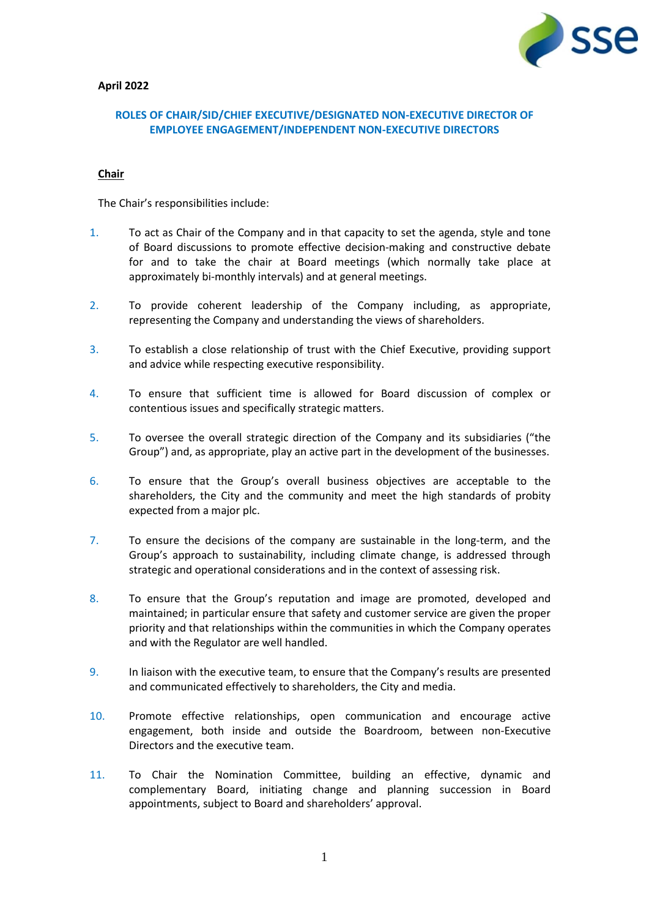**April 2022**

## ROLES OF CHAIR/SID/CHIEF EXECUTIVE/DESIGNATED NON-EXECUTIVE DIRECTOR OF EMPLOYEE ENGAGEMENT/INDEPENDENT NON-EXECUTIVE DIRECTORS

### Chair

The Chair's responsibilities include:

1. To act as Chair of the Company and in that capacity to set the agenda, style and tone of Board discussions to promote effective decision-making and constructive debate for and to take the chair at Board meetings (which normally take place at approximately bi-monthly intervals) and at general meetings.

2. To provide coherent leadership of the Company including, as appropriate, representing the Company and understanding the views of shareholders.

3. To establish a close relationship of trust with the Chief Executive, providing support and advice while respecting executive responsibility.

4. To ensure that sufficient time is allowed for Board discussion of complex or contentious issues and specifically strategic matters.

5. To oversee the overall strategic direction of the Company and its subsidiaries ("the Group") and, as appropriate, play an active part in the development of the businesses.

6. To ensure that the Group's overall business objectives are acceptable to the shareholders, the City and the community and meet the high standards of probity expected from a major plc.

7. To ensure the decisions of the company are sustainable in the long-term, and the Group's approach to sustainability, including climate change, is addressed through strategic and operational considerations and in the context of assessing risk.

8. To ensure that the Group's reputation and image are promoted, developed and maintained; in particular ensure that safety and customer service are given the proper priority and that relationships within the communities in which the Company operates and with the Regulator are well handled.

9. In liaison with the executive team, to ensure that the Company's results are presented and communicated effectively to shareholders, the City and media.

10. Promote effective relationships, open communication and encourage active engagement, both inside and outside the Boardroom, between non-Executive Directors and the executive team.

11. To Chair the Nomination Committee, building an effective, dynamic and complementary Board, initiating change and planning succession in Board appointments, subject to Board and shareholders' approval.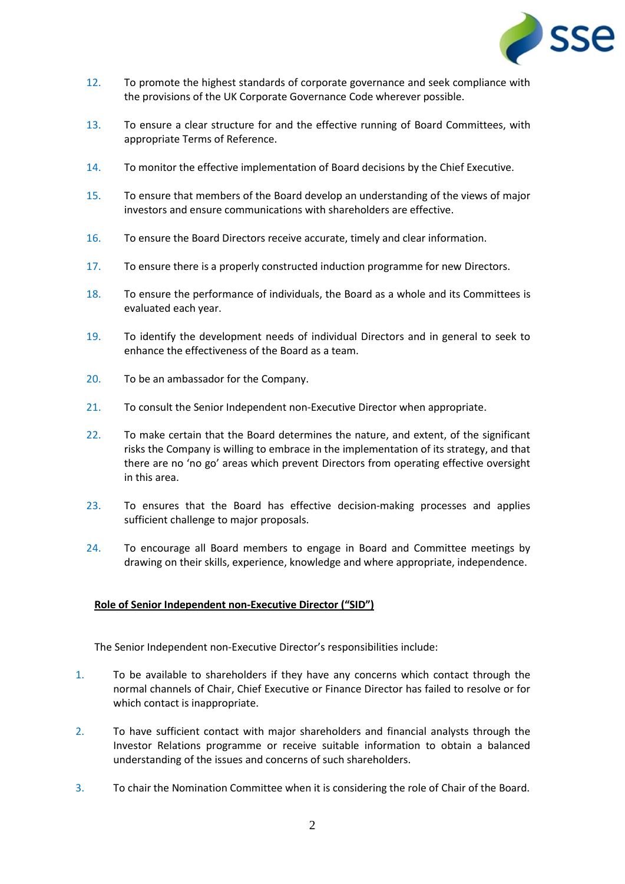12. To promote the highest standards of corporate governance and seek compliance with the provisions of the UK Corporate Governance Code wherever possible.

13. To ensure a clear structure for and the effective running of Board Committees, with appropriate Terms of Reference.

14. To monitor the effective implementation of Board decisions by the Chief Executive.

15. To ensure that members of the Board develop an understanding of the views of major investors and ensure communications with shareholders are effective.

16. To ensure the Board Directors receive accurate, timely and clear information.

17. To ensure there is a properly constructed induction programme for new Directors.

18. To ensure the performance of individuals, the Board as a whole and its Committees is evaluated each year.

19. To identify the development needs of individual Directors and in general to seek to enhance the effectiveness of the Board as a team.

20. To be an ambassador for the Company.

21. To consult the Senior Independent non-Executive Director when appropriate.

22. To make certain that the Board determines the nature, and extent, of the significant risks the Company is willing to embrace in the implementation of its strategy, and that there are no 'no go' areas which prevent Directors from operating effective oversight in this area.

23. To ensures that the Board has effective decision-making processes and applies sufficient challenge to major proposals.

24. To encourage all Board members to engage in Board and Committee meetings by drawing on their skills, experience, knowledge and where appropriate, independence.

**Role of Senior Independent non-Executive Director ("SID")**

The Senior Independent non-Executive Director's responsibilities include:

1. To be available to shareholders if they have any concerns which contact through the normal channels of Chair, Chief Executive or Finance Director has failed to resolve or for which contact is inappropriate.

2. To have sufficient contact with major shareholders and financial analysts through the Investor Relations programme or receive suitable information to obtain a balanced understanding of the issues and concerns of such shareholders.

3. To chair the Nomination Committee when it is considering the role of Chair of the Board.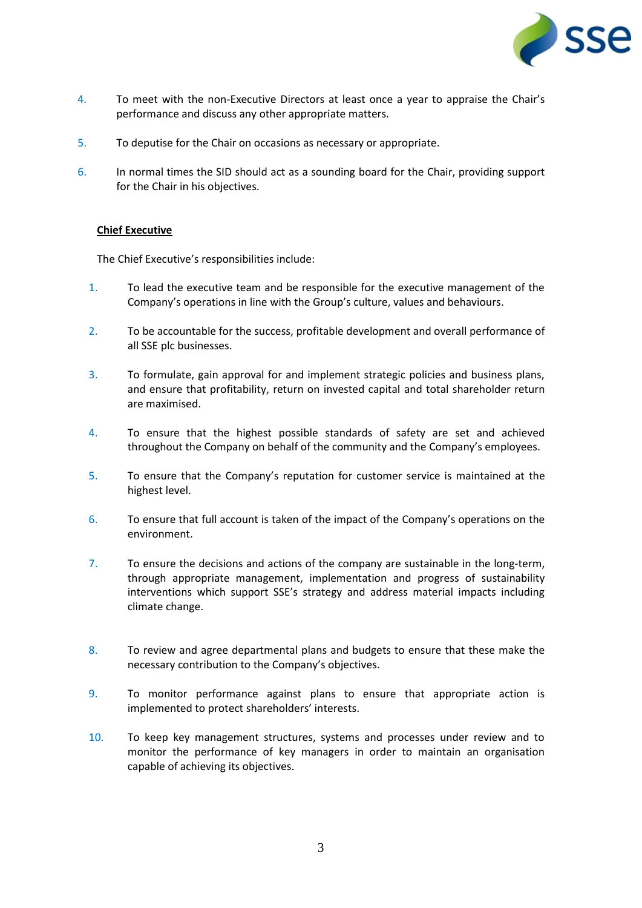4. To meet with the non-Executive Directors at least once a year to appraise the Chair's performance and discuss any other appropriate matters.

5. To deputise for the Chair on occasions as necessary or appropriate.

6. In normal times the SID should act as a sounding board for the Chair, providing support for the Chair in his objectives.

**Chief Executive**

The Chief Executive's responsibilities include:

1. To lead the executive team and be responsible for the executive management of the Company's operations in line with the Group's culture, values and behaviours.

2. To be accountable for the success, profitable development and overall performance of all SSE plc businesses.

3. To formulate, gain approval for and implement strategic policies and business plans, and ensure that profitability, return on invested capital and total shareholder return are maximised.

4. To ensure that the highest possible standards of safety are set and achieved throughout the Company on behalf of the community and the Company's employees.

5. To ensure that the Company's reputation for customer service is maintained at the highest level.

6. To ensure that full account is taken of the impact of the Company's operations on the environment.

7. To ensure the decisions and actions of the company are sustainable in the long-term, through appropriate management, implementation and progress of sustainability interventions which support SSE's strategy and address material impacts including climate change.

8. To review and agree departmental plans and budgets to ensure that these make the necessary contribution to the Company's objectives.

9. To monitor performance against plans to ensure that appropriate action is implemented to protect shareholders' interests.

10. To keep key management structures, systems and processes under review and to monitor the performance of key managers in order to maintain an organisation capable of achieving its objectives.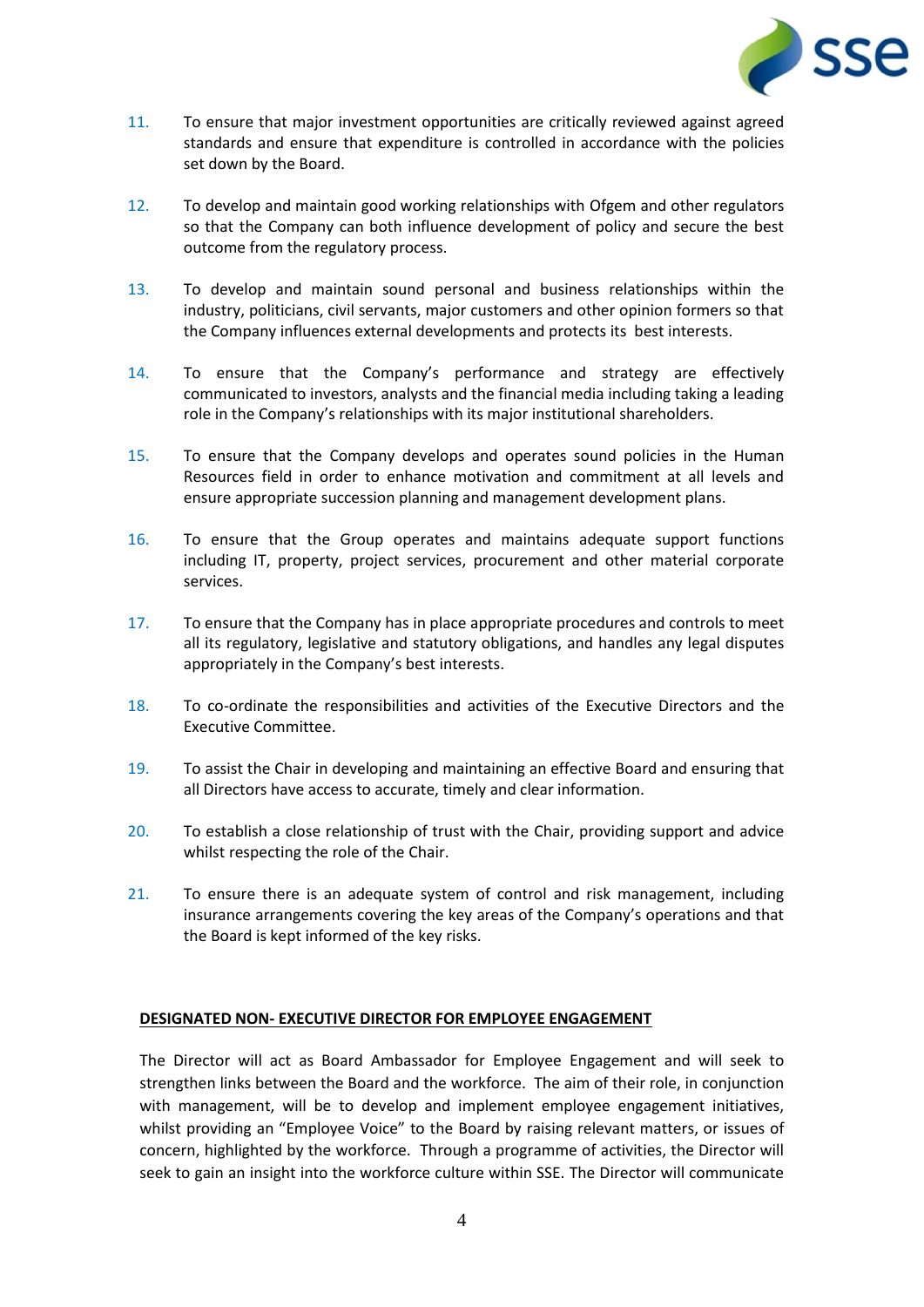11. To ensure that major investment opportunities are critically reviewed against agreed standards and ensure that expenditure is controlled in accordance with the policies set down by the Board.

12. To develop and maintain good working relationships with Ofgem and other regulators so that the Company can both influence development of policy and secure the best outcome from the regulatory process.

13. To develop and maintain sound personal and business relationships within the industry, politicians, civil servants, major customers and other opinion formers so that the Company influences external developments and protects its best interests.

14. To ensure that the Company's performance and strategy are effectively communicated to investors, analysts and the financial media including taking a leading role in the Company's relationships with its major institutional shareholders.

15. To ensure that the Company develops and operates sound policies in the Human Resources field in order to enhance motivation and commitment at all levels and ensure appropriate succession planning and management development plans.

16. To ensure that the Group operates and maintains adequate support functions including IT, property, project services, procurement and other material corporate services.

17. To ensure that the Company has in place appropriate procedures and controls to meet all its regulatory, legislative and statutory obligations, and handles any legal disputes appropriately in the Company's best interests.

18. To co-ordinate the responsibilities and activities of the Executive Directors and the Executive Committee.

19. To assist the Chair in developing and maintaining an effective Board and ensuring that all Directors have access to accurate, timely and clear information.

20. To establish a close relationship of trust with the Chair, providing support and advice whilst respecting the role of the Chair.

21. To ensure there is an adequate system of control and risk management, including insurance arrangements covering the key areas of the Company's operations and that the Board is kept informed of the key risks.

## DESIGNATED NON- EXECUTIVE DIRECTOR FOR EMPLOYEE ENGAGEMENT

The Director will act as Board Ambassador for Employee Engagement and will seek to strengthen links between the Board and the workforce. The aim of their role, in conjunction with management, will be to develop and implement employee engagement initiatives, whilst providing an "Employee Voice" to the Board by raising relevant matters, or issues of concern, highlighted by the workforce. Through a programme of activities, the Director will seek to gain an insight into the workforce culture within SSE. The Director will communicate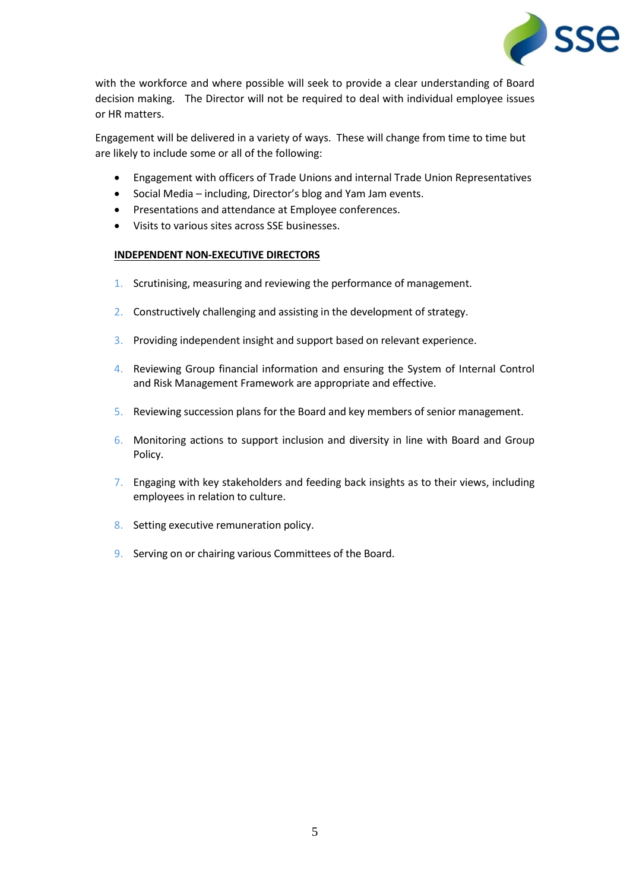with the workforce and where possible will seek to provide a clear understanding of Board decision making. The Director will not be required to deal with individual employee issues or HR matters.

Engagement will be delivered in a variety of ways. These will change from time to time but are likely to include some or all of the following:

- Engagement with officers of Trade Unions and internal Trade Union Representatives
- Social Media – including, Director's blog and Yam Jam events.
- Presentations and attendance at Employee conferences.
- Visits to various sites across SSE businesses.

**INDEPENDENT NON-EXECUTIVE DIRECTORS**

1. Scrutinising, measuring and reviewing the performance of management.
2. Constructively challenging and assisting in the development of strategy.
3. Providing independent insight and support based on relevant experience.
4. Reviewing Group financial information and ensuring the System of Internal Control and Risk Management Framework are appropriate and effective.
5. Reviewing succession plans for the Board and key members of senior management.
6. Monitoring actions to support inclusion and diversity in line with Board and Group Policy.
7. Engaging with key stakeholders and feeding back insights as to their views, including employees in relation to culture.
8. Setting executive remuneration policy.
9. Serving on or chairing various Committees of the Board.